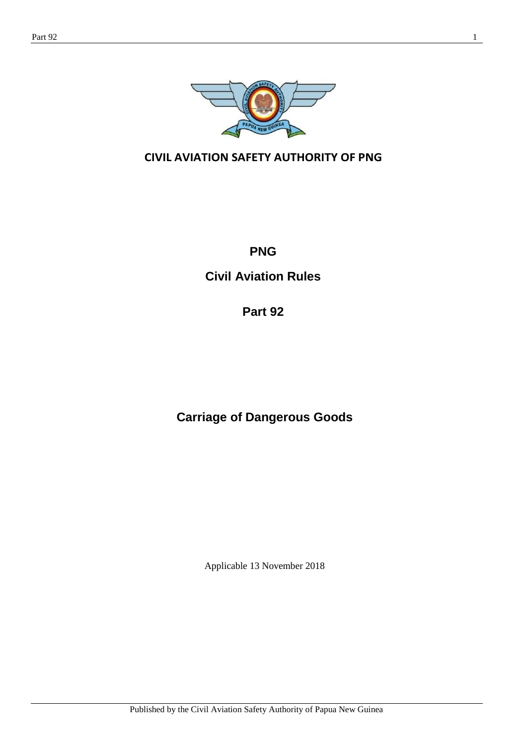**CIVIL AVIATION SAFETY AUTHORITY OF PNG**

# PNG

# Civil Aviation Rules

# Part 92

# Carriage of Dangerous Goods

Applicable 13 November 2018

Published by the Civil Aviation Safety Authority of Papua New Guinea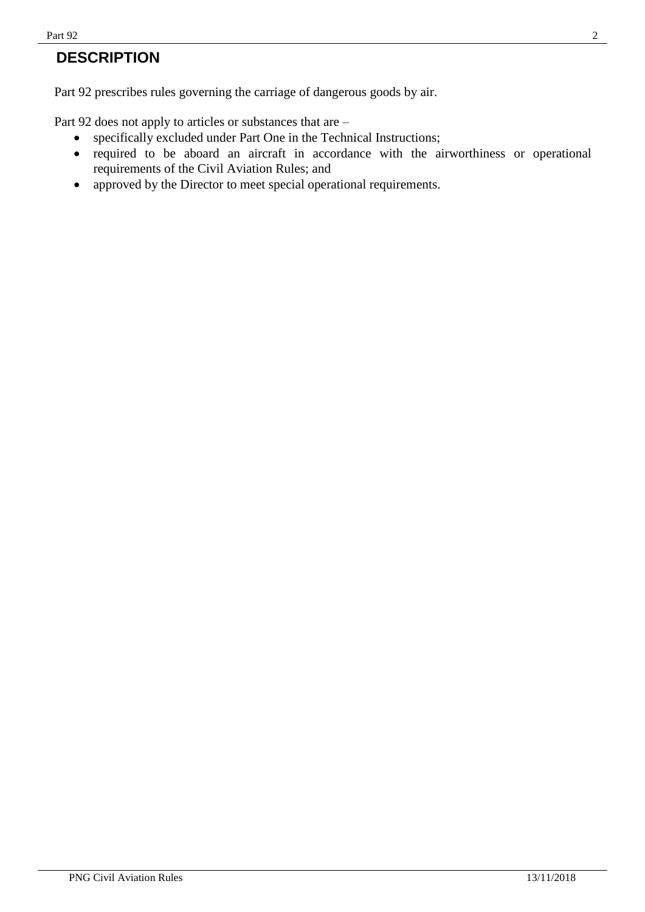# DESCRIPTION

Part 92 prescribes rules governing the carriage of dangerous goods by air.

Part 92 does not apply to articles or substances that are –

- specifically excluded under Part One in the Technical Instructions;
- required to be aboard an aircraft in accordance with the airworthiness or operational requirements of the Civil Aviation Rules; and
- approved by the Director to meet special operational requirements.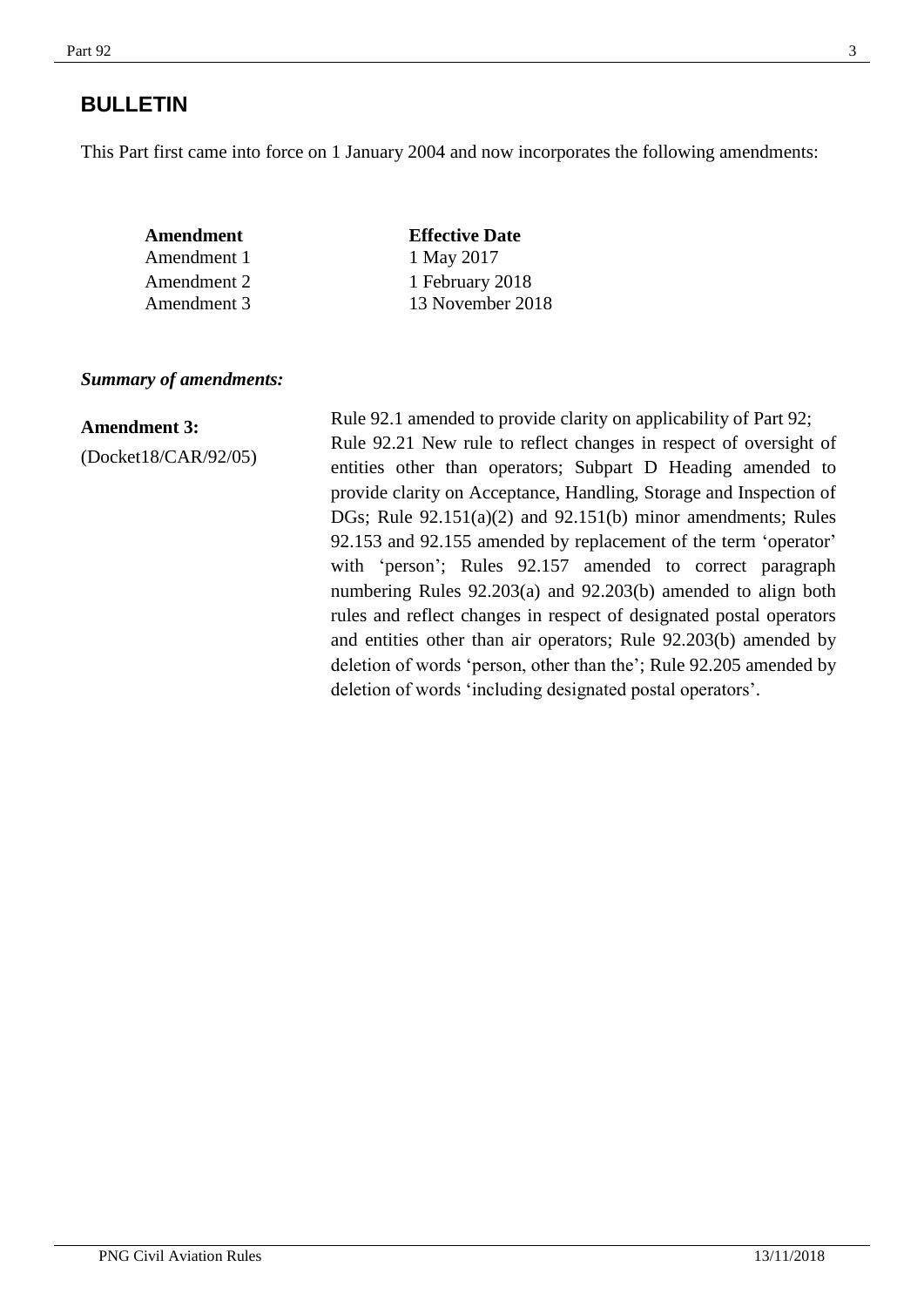## BULLETIN

This Part first came into force on 1 January 2004 and now incorporates the following amendments:

| Amendment | Effective Date |
| --- | --- |
| Amendment 1 | 1 May 2017 |
| Amendment 2 | 1 February 2018 |
| Amendment 3 | 13 November 2018 |

***Summary of amendments:***

**Amendment 3:**

(Docket18/CAR/92/05)

Rule 92.1 amended to provide clarity on applicability of Part 92; Rule 92.21 New rule to reflect changes in respect of oversight of entities other than operators; Subpart D Heading amended to provide clarity on Acceptance, Handling, Storage and Inspection of DGs; Rule 92.151(a)(2) and 92.151(b) minor amendments; Rules 92.153 and 92.155 amended by replacement of the term 'operator' with 'person'; Rules 92.157 amended to correct paragraph numbering Rules 92.203(a) and 92.203(b) amended to align both rules and reflect changes in respect of designated postal operators and entities other than air operators; Rule 92.203(b) amended by deletion of words 'person, other than the'; Rule 92.205 amended by deletion of words 'including designated postal operators'.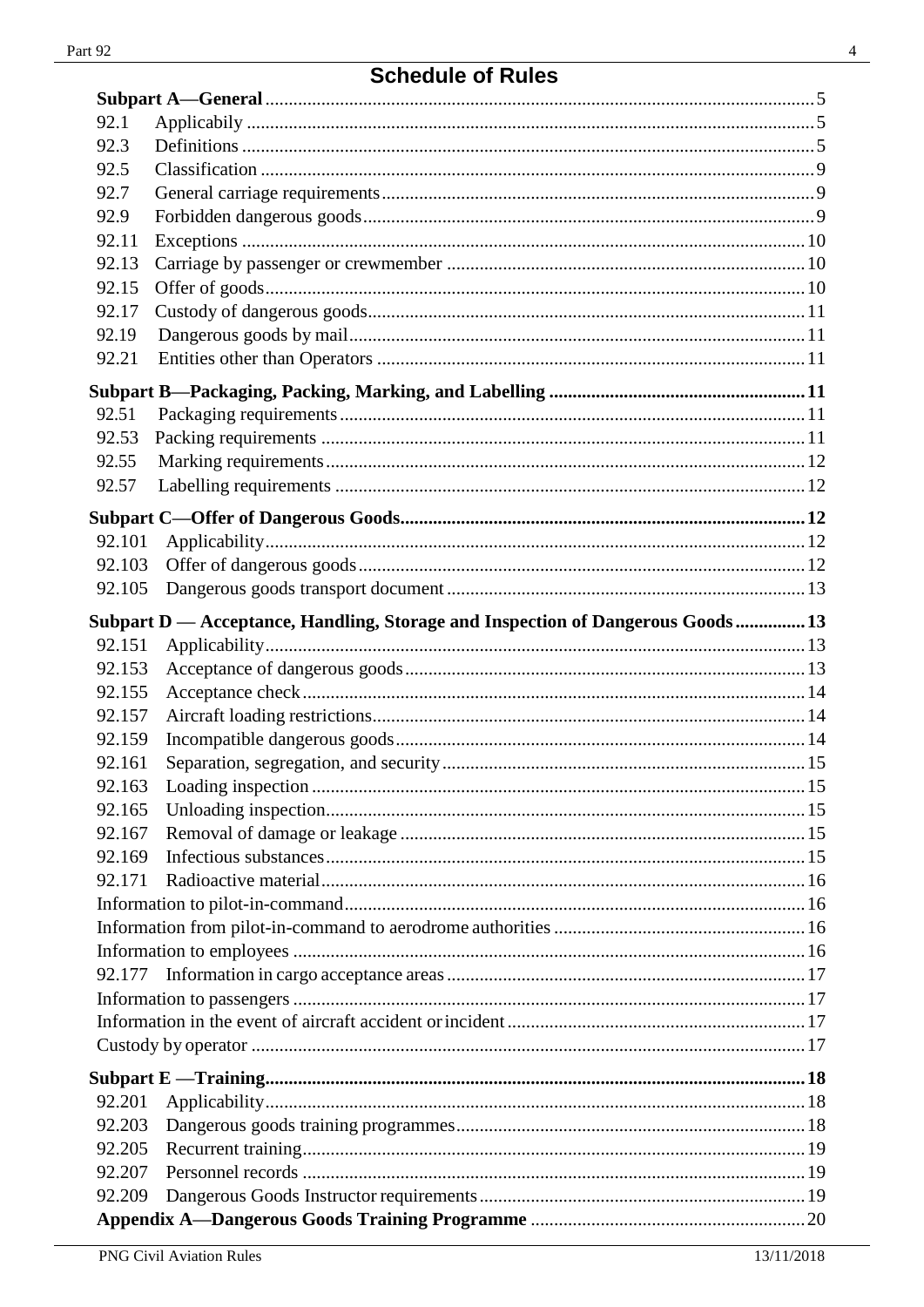# Schedule of Rules

**Subpart A—General** ..... 5

- 92.1 Applicabily ..... 5
- 92.3 Definitions ..... 5
- 92.5 Classification ..... 9
- 92.7 General carriage requirements ..... 9
- 92.9 Forbidden dangerous goods ..... 9
- 92.11 Exceptions ..... 10
- 92.13 Carriage by passenger or crewmember ..... 10
- 92.15 Offer of goods ..... 10
- 92.17 Custody of dangerous goods ..... 11
- 92.19 Dangerous goods by mail ..... 11
- 92.21 Entities other than Operators ..... 11

**Subpart B—Packaging, Packing, Marking, and Labelling** ..... 11

- 92.51 Packaging requirements ..... 11
- 92.53 Packing requirements ..... 11
- 92.55 Marking requirements ..... 12
- 92.57 Labelling requirements ..... 12

**Subpart C—Offer of Dangerous Goods** ..... 12

- 92.101 Applicability ..... 12
- 92.103 Offer of dangerous goods ..... 12
- 92.105 Dangerous goods transport document ..... 13

**Subpart D — Acceptance, Handling, Storage and Inspection of Dangerous Goods** ..... 13

- 92.151 Applicability ..... 13
- 92.153 Acceptance of dangerous goods ..... 13
- 92.155 Acceptance check ..... 14
- 92.157 Aircraft loading restrictions ..... 14
- 92.159 Incompatible dangerous goods ..... 14
- 92.161 Separation, segregation, and security ..... 15
- 92.163 Loading inspection ..... 15
- 92.165 Unloading inspection ..... 15
- 92.167 Removal of damage or leakage ..... 15
- 92.169 Infectious substances ..... 15
- 92.171 Radioactive material ..... 16
- Information to pilot-in-command ..... 16
- Information from pilot-in-command to aerodrome authorities ..... 16
- Information to employees ..... 16
- 92.177 Information in cargo acceptance areas ..... 17
- Information to passengers ..... 17
- Information in the event of aircraft accident or incident ..... 17
- Custody by operator ..... 17

**Subpart E —Training** ..... 18

- 92.201 Applicability ..... 18
- 92.203 Dangerous goods training programmes ..... 18
- 92.205 Recurrent training ..... 19
- 92.207 Personnel records ..... 19
- 92.209 Dangerous Goods Instructor requirements ..... 19

**Appendix A—Dangerous Goods Training Programme** ..... 20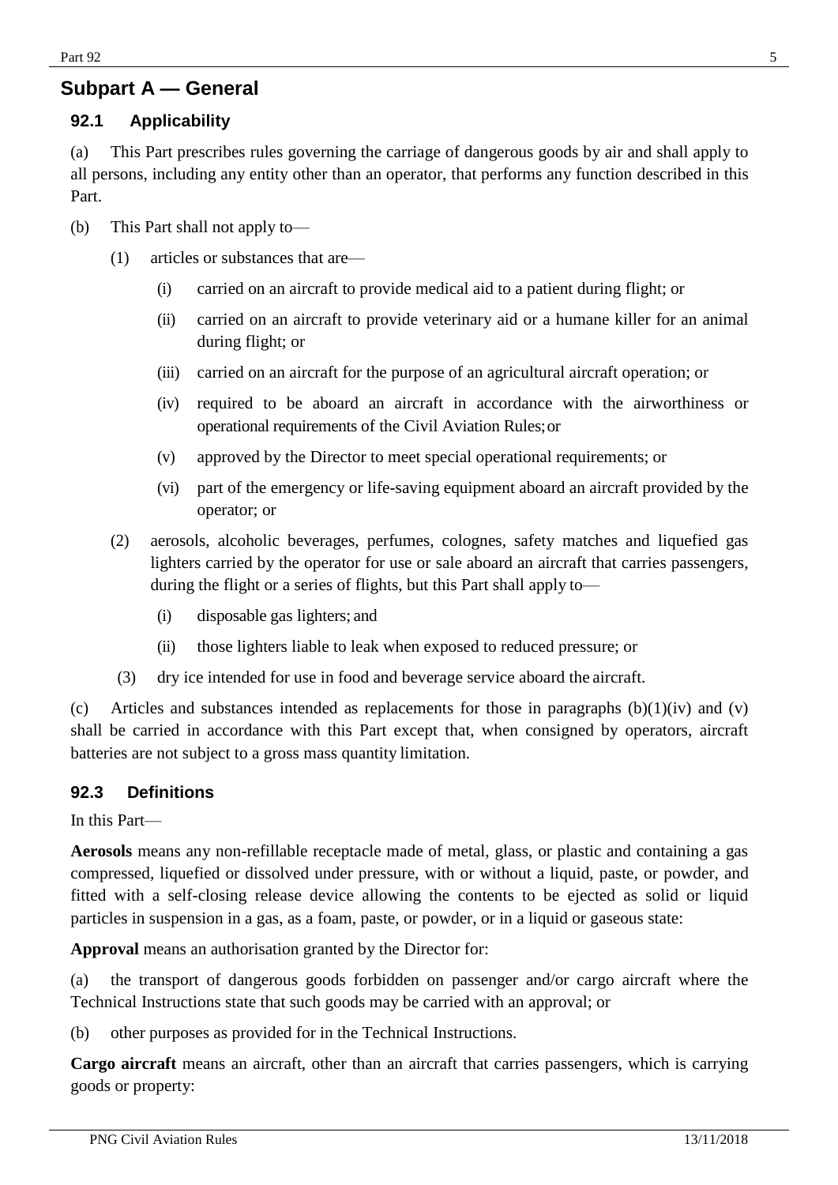## Subpart A — General

### 92.1 Applicability

(a) This Part prescribes rules governing the carriage of dangerous goods by air and shall apply to all persons, including any entity other than an operator, that performs any function described in this Part.

(b) This Part shall not apply to—

- (1) articles or substances that are—
  - (i) carried on an aircraft to provide medical aid to a patient during flight; or
  - (ii) carried on an aircraft to provide veterinary aid or a humane killer for an animal during flight; or
  - (iii) carried on an aircraft for the purpose of an agricultural aircraft operation; or
  - (iv) required to be aboard an aircraft in accordance with the airworthiness or operational requirements of the Civil Aviation Rules; or
  - (v) approved by the Director to meet special operational requirements; or
  - (vi) part of the emergency or life-saving equipment aboard an aircraft provided by the operator; or
- (2) aerosols, alcoholic beverages, perfumes, colognes, safety matches and liquefied gas lighters carried by the operator for use or sale aboard an aircraft that carries passengers, during the flight or a series of flights, but this Part shall apply to—
  - (i) disposable gas lighters; and
  - (ii) those lighters liable to leak when exposed to reduced pressure; or
- (3) dry ice intended for use in food and beverage service aboard the aircraft.

(c) Articles and substances intended as replacements for those in paragraphs (b)(1)(iv) and (v) shall be carried in accordance with this Part except that, when consigned by operators, aircraft batteries are not subject to a gross mass quantity limitation.

### 92.3 Definitions

In this Part—

**Aerosols** means any non-refillable receptacle made of metal, glass, or plastic and containing a gas compressed, liquefied or dissolved under pressure, with or without a liquid, paste, or powder, and fitted with a self-closing release device allowing the contents to be ejected as solid or liquid particles in suspension in a gas, as a foam, paste, or powder, or in a liquid or gaseous state:

**Approval** means an authorisation granted by the Director for:

(a) the transport of dangerous goods forbidden on passenger and/or cargo aircraft where the Technical Instructions state that such goods may be carried with an approval; or

(b) other purposes as provided for in the Technical Instructions.

**Cargo aircraft** means an aircraft, other than an aircraft that carries passengers, which is carrying goods or property: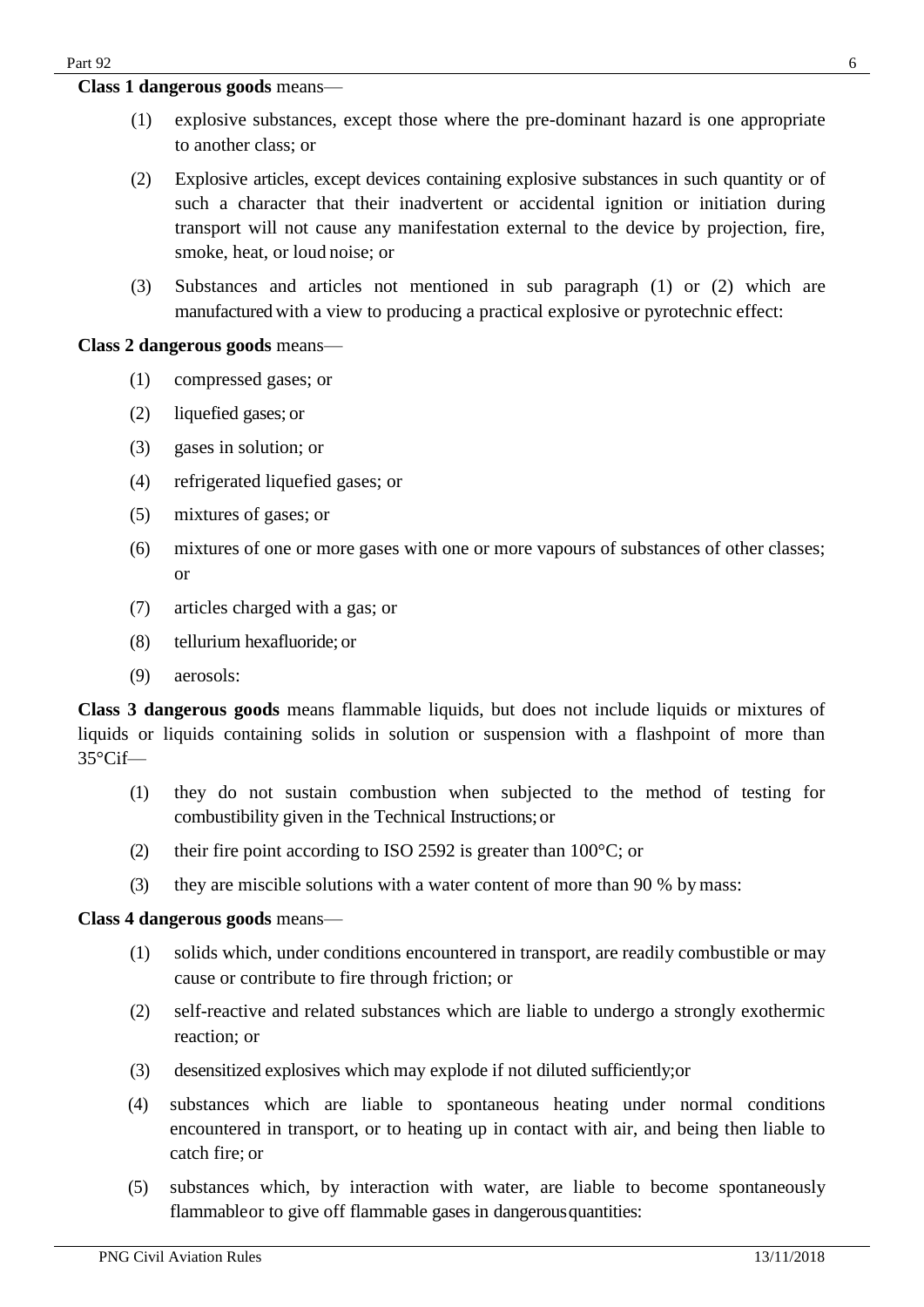**Class 1 dangerous goods** means—

(1) explosive substances, except those where the pre-dominant hazard is one appropriate to another class; or

(2) Explosive articles, except devices containing explosive substances in such quantity or of such a character that their inadvertent or accidental ignition or initiation during transport will not cause any manifestation external to the device by projection, fire, smoke, heat, or loud noise; or

(3) Substances and articles not mentioned in sub paragraph (1) or (2) which are manufactured with a view to producing a practical explosive or pyrotechnic effect:

**Class 2 dangerous goods** means—

(1) compressed gases; or

(2) liquefied gases; or

(3) gases in solution; or

(4) refrigerated liquefied gases; or

(5) mixtures of gases; or

(6) mixtures of one or more gases with one or more vapours of substances of other classes; or

(7) articles charged with a gas; or

(8) tellurium hexafluoride; or

(9) aerosols:

**Class 3 dangerous goods** means flammable liquids, but does not include liquids or mixtures of liquids or liquids containing solids in solution or suspension with a flashpoint of more than 35°Cif—

(1) they do not sustain combustion when subjected to the method of testing for combustibility given in the Technical Instructions; or

(2) their fire point according to ISO 2592 is greater than 100°C; or

(3) they are miscible solutions with a water content of more than 90 % by mass:

**Class 4 dangerous goods** means—

(1) solids which, under conditions encountered in transport, are readily combustible or may cause or contribute to fire through friction; or

(2) self-reactive and related substances which are liable to undergo a strongly exothermic reaction; or

(3) desensitized explosives which may explode if not diluted sufficiently;or

(4) substances which are liable to spontaneous heating under normal conditions encountered in transport, or to heating up in contact with air, and being then liable to catch fire; or

(5) substances which, by interaction with water, are liable to become spontaneously flammableor to give off flammable gases in dangerousquantities: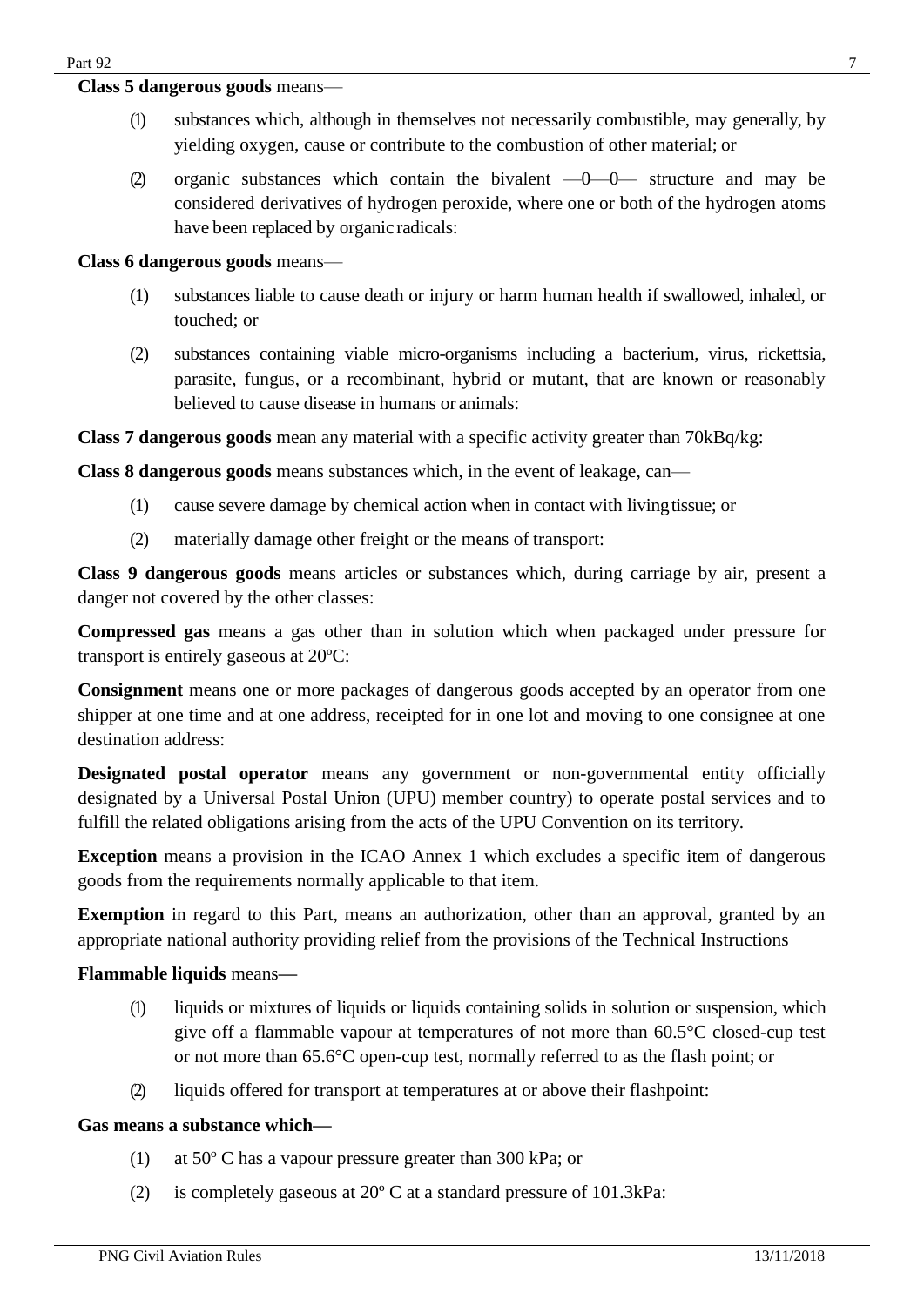**Class 5 dangerous goods** means—

(1) substances which, although in themselves not necessarily combustible, may generally, by yielding oxygen, cause or contribute to the combustion of other material; or

(2) organic substances which contain the bivalent —0—0— structure and may be considered derivatives of hydrogen peroxide, where one or both of the hydrogen atoms have been replaced by organic radicals:

**Class 6 dangerous goods** means—

(1) substances liable to cause death or injury or harm human health if swallowed, inhaled, or touched; or

(2) substances containing viable micro-organisms including a bacterium, virus, rickettsia, parasite, fungus, or a recombinant, hybrid or mutant, that are known or reasonably believed to cause disease in humans or animals:

**Class 7 dangerous goods** mean any material with a specific activity greater than 70kBq/kg:

**Class 8 dangerous goods** means substances which, in the event of leakage, can—

(1) cause severe damage by chemical action when in contact with living tissue; or

(2) materially damage other freight or the means of transport:

**Class 9 dangerous goods** means articles or substances which, during carriage by air, present a danger not covered by the other classes:

**Compressed gas** means a gas other than in solution which when packaged under pressure for transport is entirely gaseous at 20ºC:

**Consignment** means one or more packages of dangerous goods accepted by an operator from one shipper at one time and at one address, receipted for in one lot and moving to one consignee at one destination address:

**Designated postal operator** means any government or non-governmental entity officially designated by a Universal Postal Union (UPU) member country) to operate postal services and to fulfill the related obligations arising from the acts of the UPU Convention on its territory.

**Exception** means a provision in the ICAO Annex 1 which excludes a specific item of dangerous goods from the requirements normally applicable to that item.

**Exemption** in regard to this Part, means an authorization, other than an approval, granted by an appropriate national authority providing relief from the provisions of the Technical Instructions

**Flammable liquids** means**—**

(1) liquids or mixtures of liquids or liquids containing solids in solution or suspension, which give off a flammable vapour at temperatures of not more than 60.5°C closed-cup test or not more than 65.6°C open-cup test, normally referred to as the flash point; or

(2) liquids offered for transport at temperatures at or above their flashpoint:

**Gas means a substance which—**

(1) at 50º C has a vapour pressure greater than 300 kPa; or

(2) is completely gaseous at 20º C at a standard pressure of 101.3kPa: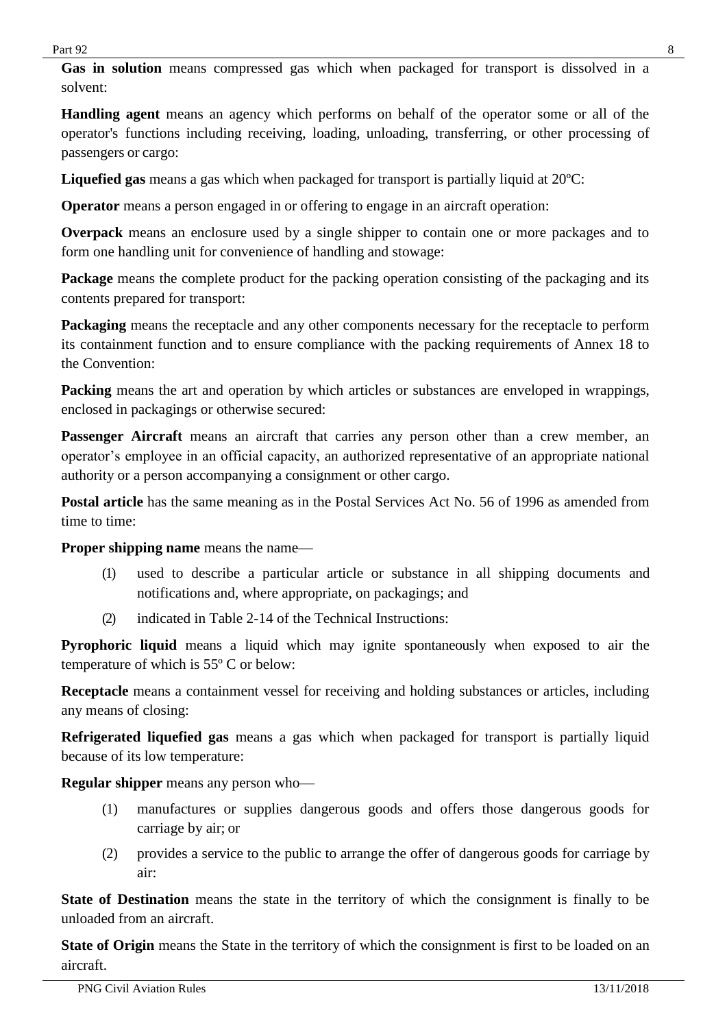**Gas in solution** means compressed gas which when packaged for transport is dissolved in a solvent:

**Handling agent** means an agency which performs on behalf of the operator some or all of the operator's functions including receiving, loading, unloading, transferring, or other processing of passengers or cargo:

**Liquefied gas** means a gas which when packaged for transport is partially liquid at 20ºC:

**Operator** means a person engaged in or offering to engage in an aircraft operation:

**Overpack** means an enclosure used by a single shipper to contain one or more packages and to form one handling unit for convenience of handling and stowage:

**Package** means the complete product for the packing operation consisting of the packaging and its contents prepared for transport:

**Packaging** means the receptacle and any other components necessary for the receptacle to perform its containment function and to ensure compliance with the packing requirements of Annex 18 to the Convention:

**Packing** means the art and operation by which articles or substances are enveloped in wrappings, enclosed in packagings or otherwise secured:

**Passenger Aircraft** means an aircraft that carries any person other than a crew member, an operator's employee in an official capacity, an authorized representative of an appropriate national authority or a person accompanying a consignment or other cargo.

**Postal article** has the same meaning as in the Postal Services Act No. 56 of 1996 as amended from time to time:

**Proper shipping name** means the name—

(1) used to describe a particular article or substance in all shipping documents and notifications and, where appropriate, on packagings; and

(2) indicated in Table 2-14 of the Technical Instructions:

**Pyrophoric liquid** means a liquid which may ignite spontaneously when exposed to air the temperature of which is 55º C or below:

**Receptacle** means a containment vessel for receiving and holding substances or articles, including any means of closing:

**Refrigerated liquefied gas** means a gas which when packaged for transport is partially liquid because of its low temperature:

**Regular shipper** means any person who—

(1) manufactures or supplies dangerous goods and offers those dangerous goods for carriage by air; or

(2) provides a service to the public to arrange the offer of dangerous goods for carriage by air:

**State of Destination** means the state in the territory of which the consignment is finally to be unloaded from an aircraft.

**State of Origin** means the State in the territory of which the consignment is first to be loaded on an aircraft.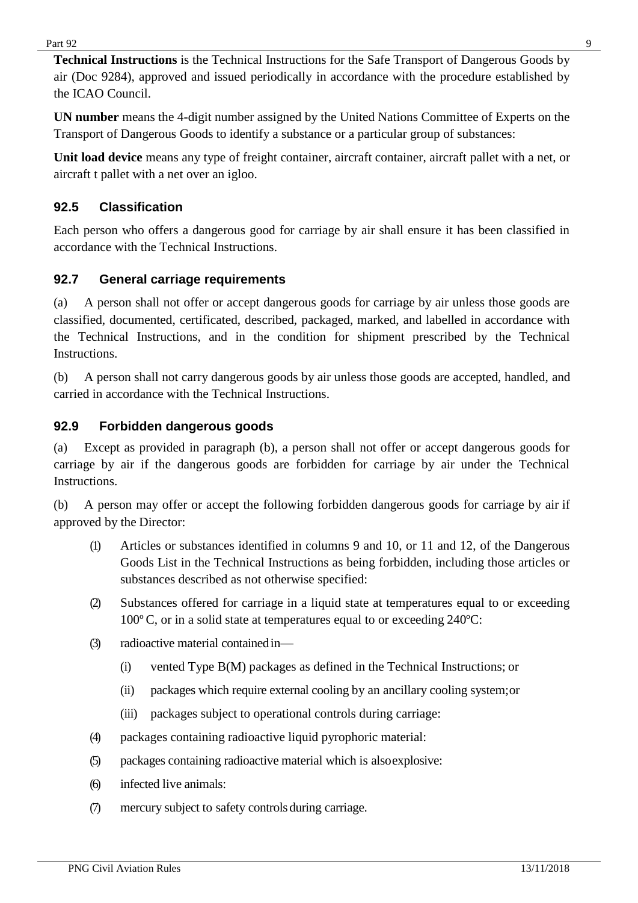**Technical Instructions** is the Technical Instructions for the Safe Transport of Dangerous Goods by air (Doc 9284), approved and issued periodically in accordance with the procedure established by the ICAO Council.

**UN number** means the 4-digit number assigned by the United Nations Committee of Experts on the Transport of Dangerous Goods to identify a substance or a particular group of substances:

**Unit load device** means any type of freight container, aircraft container, aircraft pallet with a net, or aircraft t pallet with a net over an igloo.

### 92.5 Classification

Each person who offers a dangerous good for carriage by air shall ensure it has been classified in accordance with the Technical Instructions.

### 92.7 General carriage requirements

(a) A person shall not offer or accept dangerous goods for carriage by air unless those goods are classified, documented, certificated, described, packaged, marked, and labelled in accordance with the Technical Instructions, and in the condition for shipment prescribed by the Technical Instructions.

(b) A person shall not carry dangerous goods by air unless those goods are accepted, handled, and carried in accordance with the Technical Instructions.

### 92.9 Forbidden dangerous goods

(a) Except as provided in paragraph (b), a person shall not offer or accept dangerous goods for carriage by air if the dangerous goods are forbidden for carriage by air under the Technical Instructions.

(b) A person may offer or accept the following forbidden dangerous goods for carriage by air if approved by the Director:

- (1) Articles or substances identified in columns 9 and 10, or 11 and 12, of the Dangerous Goods List in the Technical Instructions as being forbidden, including those articles or substances described as not otherwise specified:
- (2) Substances offered for carriage in a liquid state at temperatures equal to or exceeding 100º C, or in a solid state at temperatures equal to or exceeding 240ºC:
- (3) radioactive material contained in—
  - (i) vented Type B(M) packages as defined in the Technical Instructions; or
  - (ii) packages which require external cooling by an ancillary cooling system; or
  - (iii) packages subject to operational controls during carriage:
- (4) packages containing radioactive liquid pyrophoric material:
- (5) packages containing radioactive material which is also explosive:
- (6) infected live animals:
- (7) mercury subject to safety controls during carriage.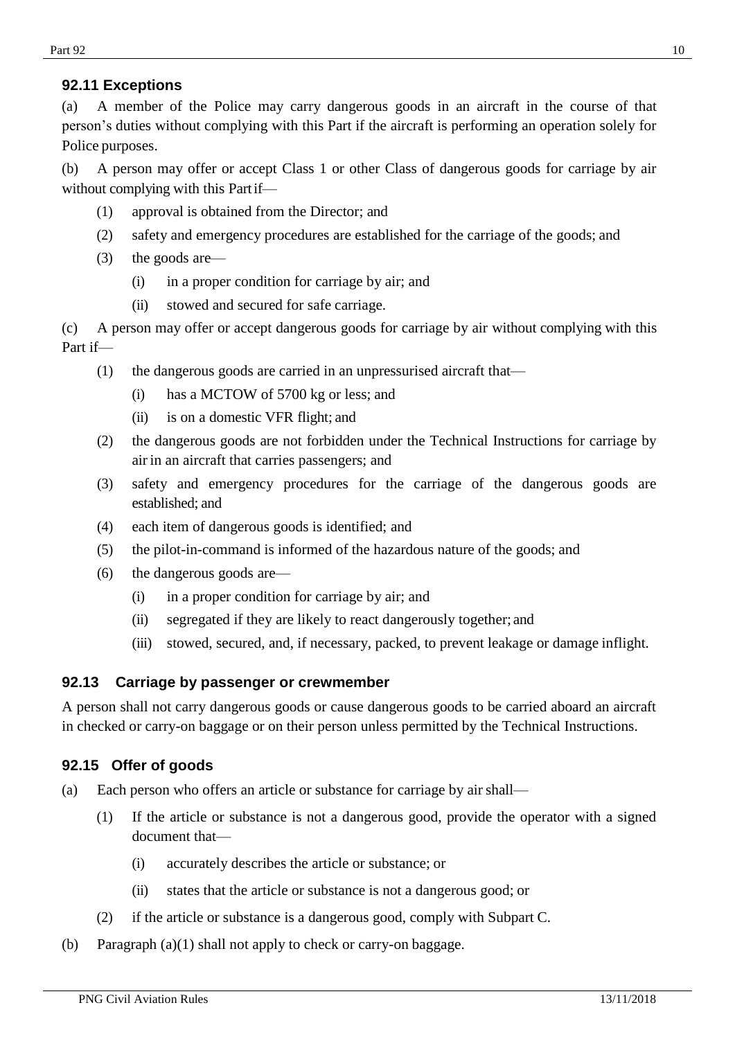### 92.11 Exceptions

(a) A member of the Police may carry dangerous goods in an aircraft in the course of that person's duties without complying with this Part if the aircraft is performing an operation solely for Police purposes.

(b) A person may offer or accept Class 1 or other Class of dangerous goods for carriage by air without complying with this Part if—

- (1) approval is obtained from the Director; and
- (2) safety and emergency procedures are established for the carriage of the goods; and
- (3) the goods are—
  - (i) in a proper condition for carriage by air; and
  - (ii) stowed and secured for safe carriage.

(c) A person may offer or accept dangerous goods for carriage by air without complying with this Part if—

- (1) the dangerous goods are carried in an unpressurised aircraft that—
  - (i) has a MCTOW of 5700 kg or less; and
  - (ii) is on a domestic VFR flight; and
- (2) the dangerous goods are not forbidden under the Technical Instructions for carriage by air in an aircraft that carries passengers; and
- (3) safety and emergency procedures for the carriage of the dangerous goods are established; and
- (4) each item of dangerous goods is identified; and
- (5) the pilot-in-command is informed of the hazardous nature of the goods; and
- (6) the dangerous goods are—
  - (i) in a proper condition for carriage by air; and
  - (ii) segregated if they are likely to react dangerously together; and
  - (iii) stowed, secured, and, if necessary, packed, to prevent leakage or damage inflight.

### 92.13 Carriage by passenger or crewmember

A person shall not carry dangerous goods or cause dangerous goods to be carried aboard an aircraft in checked or carry-on baggage or on their person unless permitted by the Technical Instructions.

### 92.15 Offer of goods

(a) Each person who offers an article or substance for carriage by air shall—

- (1) If the article or substance is not a dangerous good, provide the operator with a signed document that—
  - (i) accurately describes the article or substance; or
  - (ii) states that the article or substance is not a dangerous good; or
- (2) if the article or substance is a dangerous good, comply with Subpart C.

(b) Paragraph (a)(1) shall not apply to check or carry-on baggage.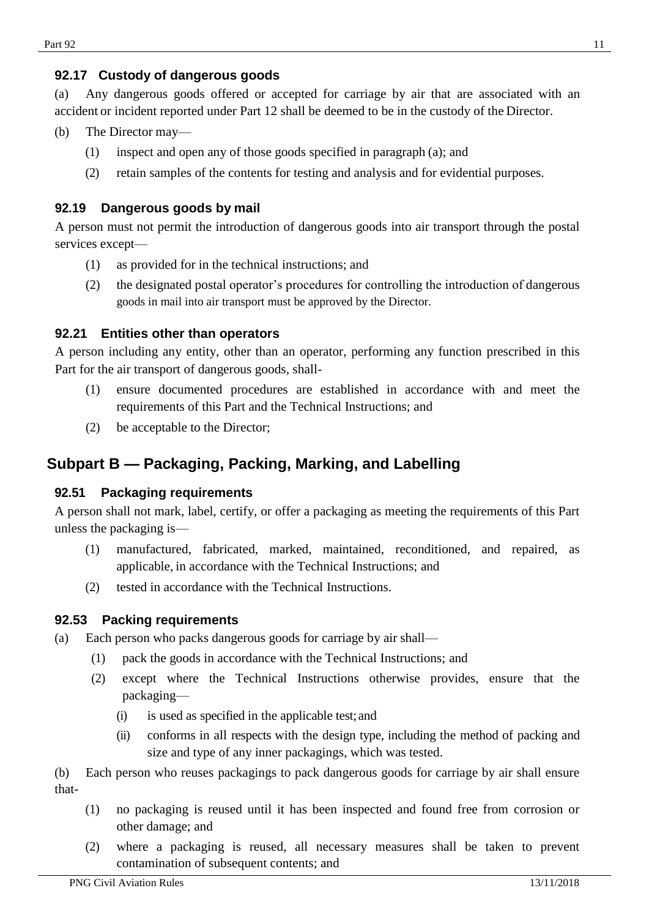### 92.17 Custody of dangerous goods

(a) Any dangerous goods offered or accepted for carriage by air that are associated with an accident or incident reported under Part 12 shall be deemed to be in the custody of the Director.

(b) The Director may—

(1) inspect and open any of those goods specified in paragraph (a); and

(2) retain samples of the contents for testing and analysis and for evidential purposes.

### 92.19 Dangerous goods by mail

A person must not permit the introduction of dangerous goods into air transport through the postal services except—

(1) as provided for in the technical instructions; and

(2) the designated postal operator's procedures for controlling the introduction of dangerous goods in mail into air transport must be approved by the Director.

### 92.21 Entities other than operators

A person including any entity, other than an operator, performing any function prescribed in this Part for the air transport of dangerous goods, shall-

(1) ensure documented procedures are established in accordance with and meet the requirements of this Part and the Technical Instructions; and

(2) be acceptable to the Director;

## Subpart B — Packaging, Packing, Marking, and Labelling

### 92.51 Packaging requirements

A person shall not mark, label, certify, or offer a packaging as meeting the requirements of this Part unless the packaging is—

(1) manufactured, fabricated, marked, maintained, reconditioned, and repaired, as applicable, in accordance with the Technical Instructions; and

(2) tested in accordance with the Technical Instructions.

### 92.53 Packing requirements

(a) Each person who packs dangerous goods for carriage by air shall—

(1) pack the goods in accordance with the Technical Instructions; and

(2) except where the Technical Instructions otherwise provides, ensure that the packaging—

(i) is used as specified in the applicable test; and

(ii) conforms in all respects with the design type, including the method of packing and size and type of any inner packagings, which was tested.

(b) Each person who reuses packagings to pack dangerous goods for carriage by air shall ensure that-

(1) no packaging is reused until it has been inspected and found free from corrosion or other damage; and

(2) where a packaging is reused, all necessary measures shall be taken to prevent contamination of subsequent contents; and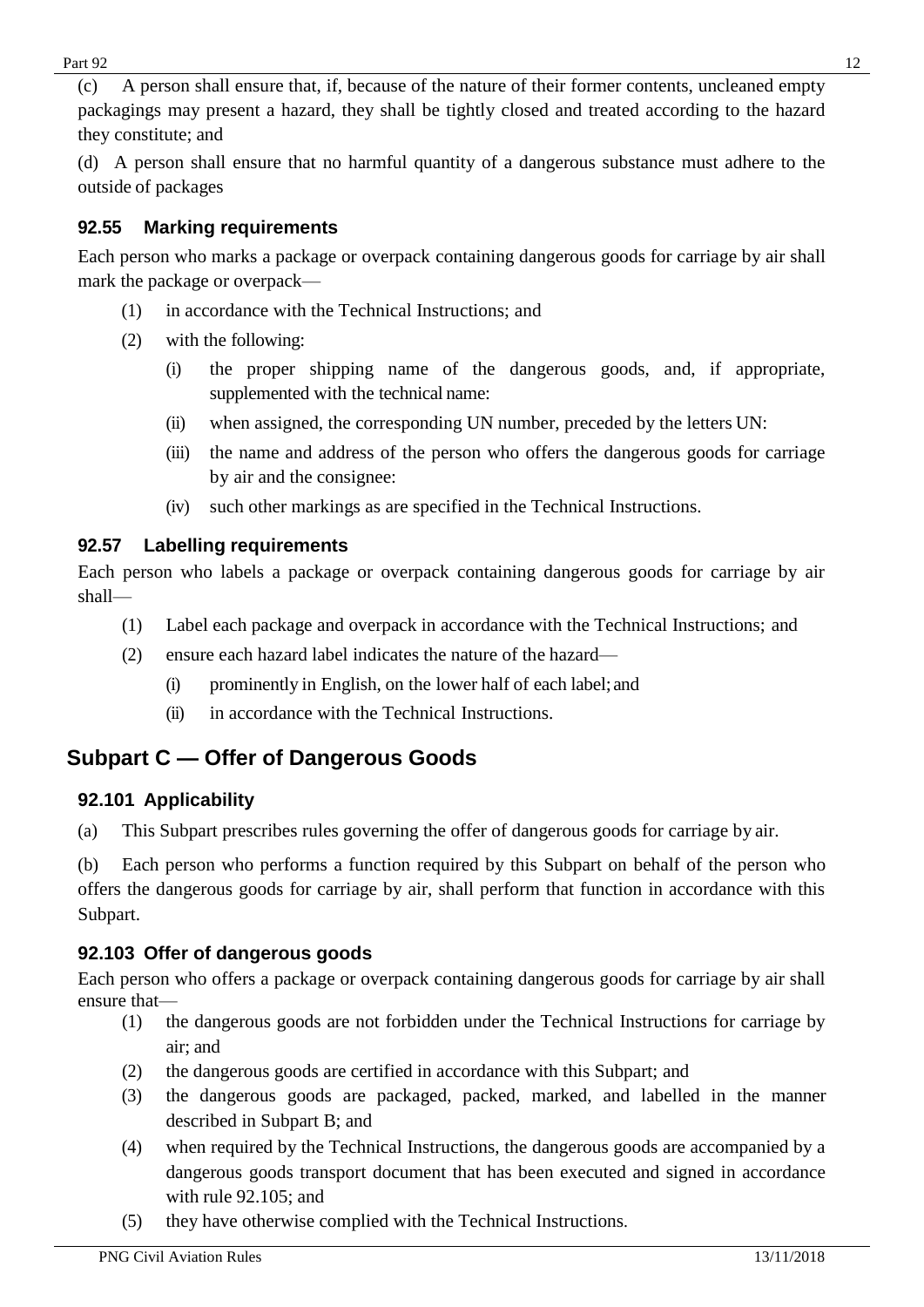(c) A person shall ensure that, if, because of the nature of their former contents, uncleaned empty packagings may present a hazard, they shall be tightly closed and treated according to the hazard they constitute; and

(d) A person shall ensure that no harmful quantity of a dangerous substance must adhere to the outside of packages

### 92.55 Marking requirements

Each person who marks a package or overpack containing dangerous goods for carriage by air shall mark the package or overpack—

(1) in accordance with the Technical Instructions; and

(2) with the following:

(i) the proper shipping name of the dangerous goods, and, if appropriate, supplemented with the technical name:

(ii) when assigned, the corresponding UN number, preceded by the letters UN:

(iii) the name and address of the person who offers the dangerous goods for carriage by air and the consignee:

(iv) such other markings as are specified in the Technical Instructions.

### 92.57 Labelling requirements

Each person who labels a package or overpack containing dangerous goods for carriage by air shall—

(1) Label each package and overpack in accordance with the Technical Instructions; and

(2) ensure each hazard label indicates the nature of the hazard—

(i) prominently in English, on the lower half of each label; and

(ii) in accordance with the Technical Instructions.

## Subpart C — Offer of Dangerous Goods

### 92.101 Applicability

(a) This Subpart prescribes rules governing the offer of dangerous goods for carriage by air.

(b) Each person who performs a function required by this Subpart on behalf of the person who offers the dangerous goods for carriage by air, shall perform that function in accordance with this Subpart.

### 92.103 Offer of dangerous goods

Each person who offers a package or overpack containing dangerous goods for carriage by air shall ensure that—

(1) the dangerous goods are not forbidden under the Technical Instructions for carriage by air; and

(2) the dangerous goods are certified in accordance with this Subpart; and

(3) the dangerous goods are packaged, packed, marked, and labelled in the manner described in Subpart B; and

(4) when required by the Technical Instructions, the dangerous goods are accompanied by a dangerous goods transport document that has been executed and signed in accordance with rule 92.105; and

(5) they have otherwise complied with the Technical Instructions.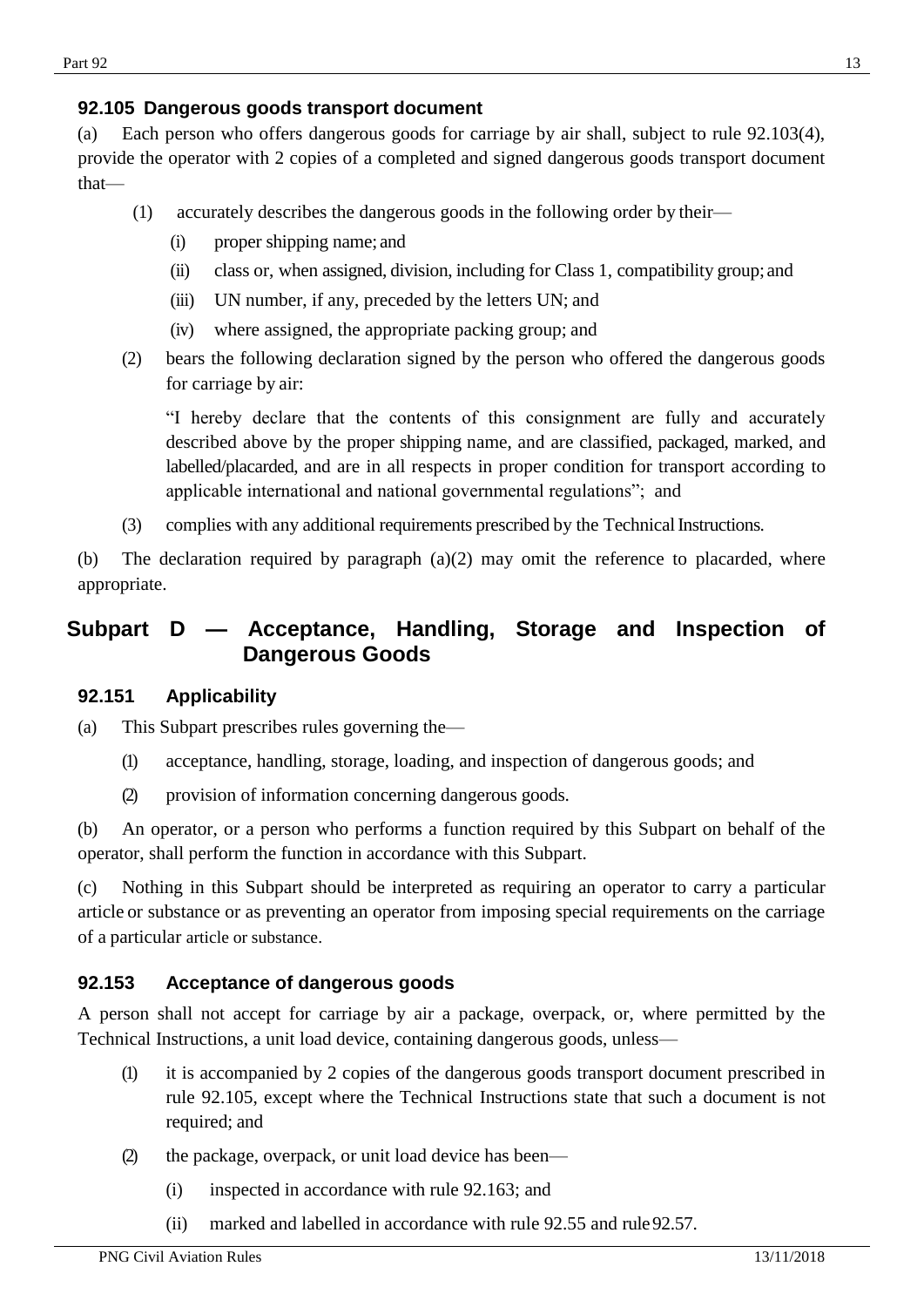### 92.105 Dangerous goods transport document

(a) Each person who offers dangerous goods for carriage by air shall, subject to rule 92.103(4), provide the operator with 2 copies of a completed and signed dangerous goods transport document that—

(1) accurately describes the dangerous goods in the following order by their—

(i) proper shipping name; and

(ii) class or, when assigned, division, including for Class 1, compatibility group; and

(iii) UN number, if any, preceded by the letters UN; and

(iv) where assigned, the appropriate packing group; and

(2) bears the following declaration signed by the person who offered the dangerous goods for carriage by air:

"I hereby declare that the contents of this consignment are fully and accurately described above by the proper shipping name, and are classified, packaged, marked, and labelled/placarded, and are in all respects in proper condition for transport according to applicable international and national governmental regulations"; and

(3) complies with any additional requirements prescribed by the Technical Instructions.

(b) The declaration required by paragraph (a)(2) may omit the reference to placarded, where appropriate.

## Subpart D — Acceptance, Handling, Storage and Inspection of Dangerous Goods

### 92.151 Applicability

(a) This Subpart prescribes rules governing the—

(1) acceptance, handling, storage, loading, and inspection of dangerous goods; and

(2) provision of information concerning dangerous goods.

(b) An operator, or a person who performs a function required by this Subpart on behalf of the operator, shall perform the function in accordance with this Subpart.

(c) Nothing in this Subpart should be interpreted as requiring an operator to carry a particular article or substance or as preventing an operator from imposing special requirements on the carriage of a particular article or substance.

### 92.153 Acceptance of dangerous goods

A person shall not accept for carriage by air a package, overpack, or, where permitted by the Technical Instructions, a unit load device, containing dangerous goods, unless—

(1) it is accompanied by 2 copies of the dangerous goods transport document prescribed in rule 92.105, except where the Technical Instructions state that such a document is not required; and

(2) the package, overpack, or unit load device has been—

(i) inspected in accordance with rule 92.163; and

(ii) marked and labelled in accordance with rule 92.55 and rule 92.57.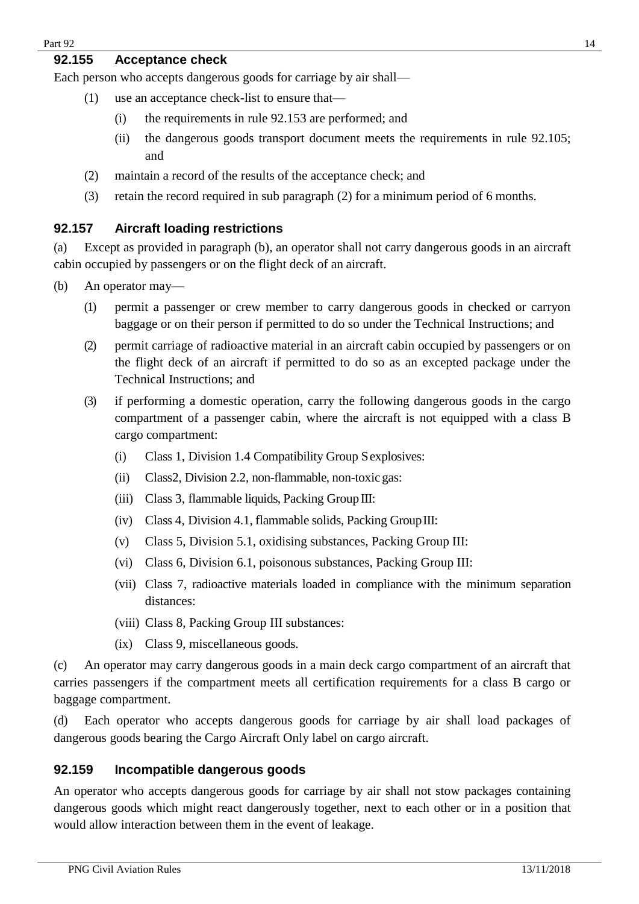### 92.155 Acceptance check

Each person who accepts dangerous goods for carriage by air shall—

(1) use an acceptance check-list to ensure that—

(i) the requirements in rule 92.153 are performed; and

(ii) the dangerous goods transport document meets the requirements in rule 92.105; and

(2) maintain a record of the results of the acceptance check; and

(3) retain the record required in sub paragraph (2) for a minimum period of 6 months.

### 92.157 Aircraft loading restrictions

(a) Except as provided in paragraph (b), an operator shall not carry dangerous goods in an aircraft cabin occupied by passengers or on the flight deck of an aircraft.

(b) An operator may—

(1) permit a passenger or crew member to carry dangerous goods in checked or carryon baggage or on their person if permitted to do so under the Technical Instructions; and

(2) permit carriage of radioactive material in an aircraft cabin occupied by passengers or on the flight deck of an aircraft if permitted to do so as an excepted package under the Technical Instructions; and

(3) if performing a domestic operation, carry the following dangerous goods in the cargo compartment of a passenger cabin, where the aircraft is not equipped with a class B cargo compartment:

(i) Class 1, Division 1.4 Compatibility Group S explosives:

(ii) Class2, Division 2.2, non-flammable, non-toxic gas:

(iii) Class 3, flammable liquids, Packing Group III:

(iv) Class 4, Division 4.1, flammable solids, Packing Group III:

(v) Class 5, Division 5.1, oxidising substances, Packing Group III:

(vi) Class 6, Division 6.1, poisonous substances, Packing Group III:

(vii) Class 7, radioactive materials loaded in compliance with the minimum separation distances:

(viii) Class 8, Packing Group III substances:

(ix) Class 9, miscellaneous goods.

(c) An operator may carry dangerous goods in a main deck cargo compartment of an aircraft that carries passengers if the compartment meets all certification requirements for a class B cargo or baggage compartment.

(d) Each operator who accepts dangerous goods for carriage by air shall load packages of dangerous goods bearing the Cargo Aircraft Only label on cargo aircraft.

### 92.159 Incompatible dangerous goods

An operator who accepts dangerous goods for carriage by air shall not stow packages containing dangerous goods which might react dangerously together, next to each other or in a position that would allow interaction between them in the event of leakage.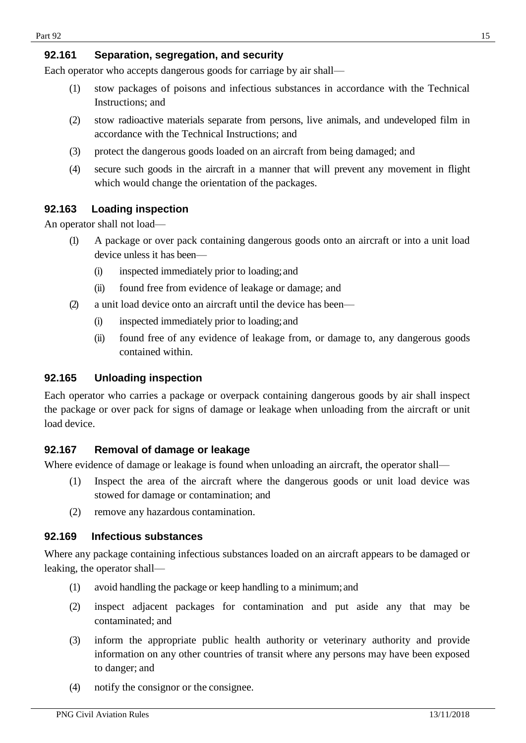### 92.161 Separation, segregation, and security

Each operator who accepts dangerous goods for carriage by air shall—

(1) stow packages of poisons and infectious substances in accordance with the Technical Instructions; and

(2) stow radioactive materials separate from persons, live animals, and undeveloped film in accordance with the Technical Instructions; and

(3) protect the dangerous goods loaded on an aircraft from being damaged; and

(4) secure such goods in the aircraft in a manner that will prevent any movement in flight which would change the orientation of the packages.

### 92.163 Loading inspection

An operator shall not load—

(1) A package or over pack containing dangerous goods onto an aircraft or into a unit load device unless it has been—

(i) inspected immediately prior to loading; and

(ii) found free from evidence of leakage or damage; and

(2) a unit load device onto an aircraft until the device has been—

(i) inspected immediately prior to loading; and

(ii) found free of any evidence of leakage from, or damage to, any dangerous goods contained within.

### 92.165 Unloading inspection

Each operator who carries a package or overpack containing dangerous goods by air shall inspect the package or over pack for signs of damage or leakage when unloading from the aircraft or unit load device.

### 92.167 Removal of damage or leakage

Where evidence of damage or leakage is found when unloading an aircraft, the operator shall—

(1) Inspect the area of the aircraft where the dangerous goods or unit load device was stowed for damage or contamination; and

(2) remove any hazardous contamination.

### 92.169 Infectious substances

Where any package containing infectious substances loaded on an aircraft appears to be damaged or leaking, the operator shall—

(1) avoid handling the package or keep handling to a minimum; and

(2) inspect adjacent packages for contamination and put aside any that may be contaminated; and

(3) inform the appropriate public health authority or veterinary authority and provide information on any other countries of transit where any persons may have been exposed to danger; and

(4) notify the consignor or the consignee.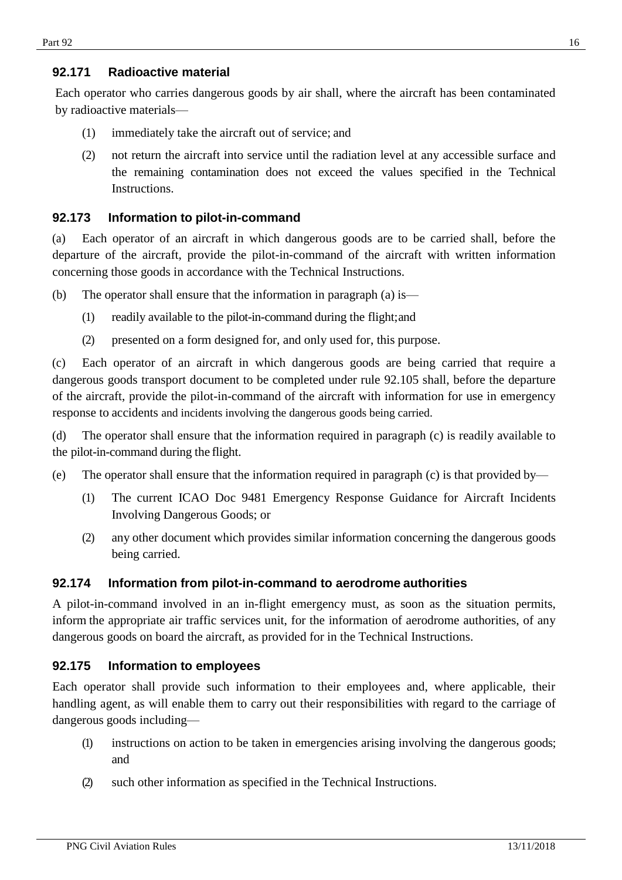### 92.171 Radioactive material

Each operator who carries dangerous goods by air shall, where the aircraft has been contaminated by radioactive materials—

(1) immediately take the aircraft out of service; and

(2) not return the aircraft into service until the radiation level at any accessible surface and the remaining contamination does not exceed the values specified in the Technical Instructions.

### 92.173 Information to pilot-in-command

(a) Each operator of an aircraft in which dangerous goods are to be carried shall, before the departure of the aircraft, provide the pilot-in-command of the aircraft with written information concerning those goods in accordance with the Technical Instructions.

(b) The operator shall ensure that the information in paragraph (a) is—

(1) readily available to the pilot-in-command during the flight; and

(2) presented on a form designed for, and only used for, this purpose.

(c) Each operator of an aircraft in which dangerous goods are being carried that require a dangerous goods transport document to be completed under rule 92.105 shall, before the departure of the aircraft, provide the pilot-in-command of the aircraft with information for use in emergency response to accidents and incidents involving the dangerous goods being carried.

(d) The operator shall ensure that the information required in paragraph (c) is readily available to the pilot-in-command during the flight.

(e) The operator shall ensure that the information required in paragraph (c) is that provided by—

(1) The current ICAO Doc 9481 Emergency Response Guidance for Aircraft Incidents Involving Dangerous Goods; or

(2) any other document which provides similar information concerning the dangerous goods being carried.

### 92.174 Information from pilot-in-command to aerodrome authorities

A pilot-in-command involved in an in-flight emergency must, as soon as the situation permits, inform the appropriate air traffic services unit, for the information of aerodrome authorities, of any dangerous goods on board the aircraft, as provided for in the Technical Instructions.

### 92.175 Information to employees

Each operator shall provide such information to their employees and, where applicable, their handling agent, as will enable them to carry out their responsibilities with regard to the carriage of dangerous goods including—

(1) instructions on action to be taken in emergencies arising involving the dangerous goods; and

(2) such other information as specified in the Technical Instructions.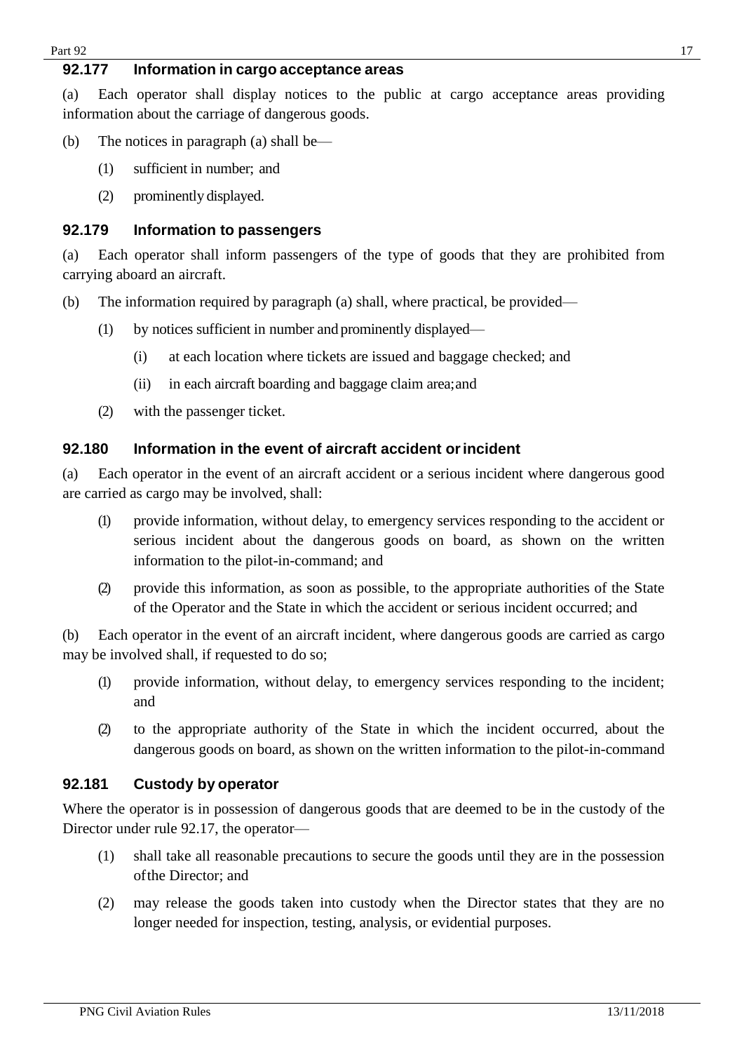### 92.177 Information in cargo acceptance areas

(a) Each operator shall display notices to the public at cargo acceptance areas providing information about the carriage of dangerous goods.

(b) The notices in paragraph (a) shall be—

(1) sufficient in number; and

(2) prominently displayed.

### 92.179 Information to passengers

(a) Each operator shall inform passengers of the type of goods that they are prohibited from carrying aboard an aircraft.

(b) The information required by paragraph (a) shall, where practical, be provided—

(1) by notices sufficient in number and prominently displayed—

(i) at each location where tickets are issued and baggage checked; and

(ii) in each aircraft boarding and baggage claim area; and

(2) with the passenger ticket.

### 92.180 Information in the event of aircraft accident or incident

(a) Each operator in the event of an aircraft accident or a serious incident where dangerous good are carried as cargo may be involved, shall:

(1) provide information, without delay, to emergency services responding to the accident or serious incident about the dangerous goods on board, as shown on the written information to the pilot-in-command; and

(2) provide this information, as soon as possible, to the appropriate authorities of the State of the Operator and the State in which the accident or serious incident occurred; and

(b) Each operator in the event of an aircraft incident, where dangerous goods are carried as cargo may be involved shall, if requested to do so;

(1) provide information, without delay, to emergency services responding to the incident; and

(2) to the appropriate authority of the State in which the incident occurred, about the dangerous goods on board, as shown on the written information to the pilot-in-command

### 92.181 Custody by operator

Where the operator is in possession of dangerous goods that are deemed to be in the custody of the Director under rule 92.17, the operator—

(1) shall take all reasonable precautions to secure the goods until they are in the possession of the Director; and

(2) may release the goods taken into custody when the Director states that they are no longer needed for inspection, testing, analysis, or evidential purposes.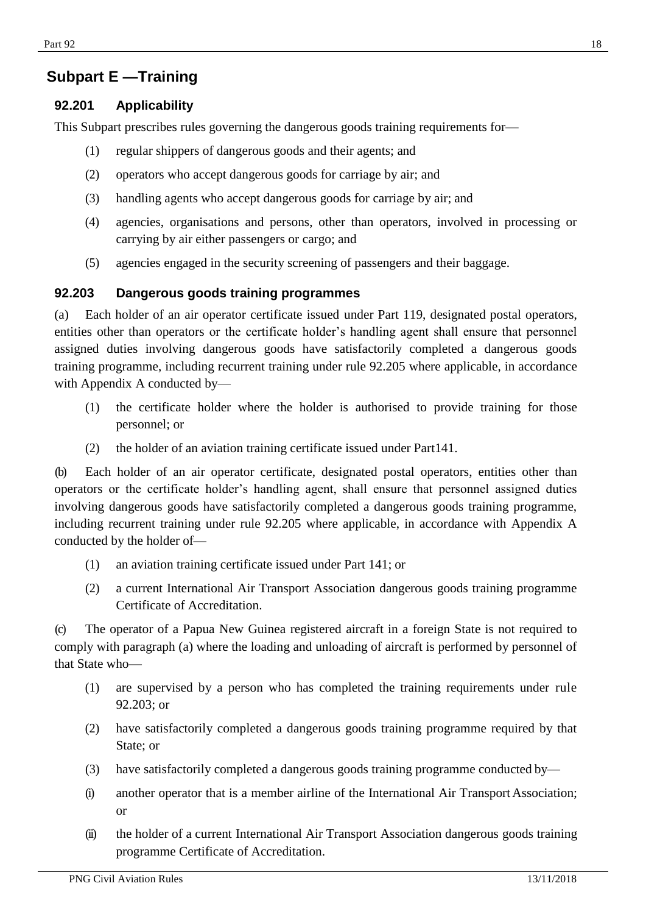## Subpart E —Training

### 92.201 Applicability

This Subpart prescribes rules governing the dangerous goods training requirements for—

(1) regular shippers of dangerous goods and their agents; and

(2) operators who accept dangerous goods for carriage by air; and

(3) handling agents who accept dangerous goods for carriage by air; and

(4) agencies, organisations and persons, other than operators, involved in processing or carrying by air either passengers or cargo; and

(5) agencies engaged in the security screening of passengers and their baggage.

### 92.203 Dangerous goods training programmes

(a) Each holder of an air operator certificate issued under Part 119, designated postal operators, entities other than operators or the certificate holder's handling agent shall ensure that personnel assigned duties involving dangerous goods have satisfactorily completed a dangerous goods training programme, including recurrent training under rule 92.205 where applicable, in accordance with Appendix A conducted by—

(1) the certificate holder where the holder is authorised to provide training for those personnel; or

(2) the holder of an aviation training certificate issued under Part141.

(b) Each holder of an air operator certificate, designated postal operators, entities other than operators or the certificate holder's handling agent, shall ensure that personnel assigned duties involving dangerous goods have satisfactorily completed a dangerous goods training programme, including recurrent training under rule 92.205 where applicable, in accordance with Appendix A conducted by the holder of—

(1) an aviation training certificate issued under Part 141; or

(2) a current International Air Transport Association dangerous goods training programme Certificate of Accreditation.

(c) The operator of a Papua New Guinea registered aircraft in a foreign State is not required to comply with paragraph (a) where the loading and unloading of aircraft is performed by personnel of that State who—

(1) are supervised by a person who has completed the training requirements under rule 92.203; or

(2) have satisfactorily completed a dangerous goods training programme required by that State; or

(3) have satisfactorily completed a dangerous goods training programme conducted by—

(i) another operator that is a member airline of the International Air Transport Association; or

(ii) the holder of a current International Air Transport Association dangerous goods training programme Certificate of Accreditation.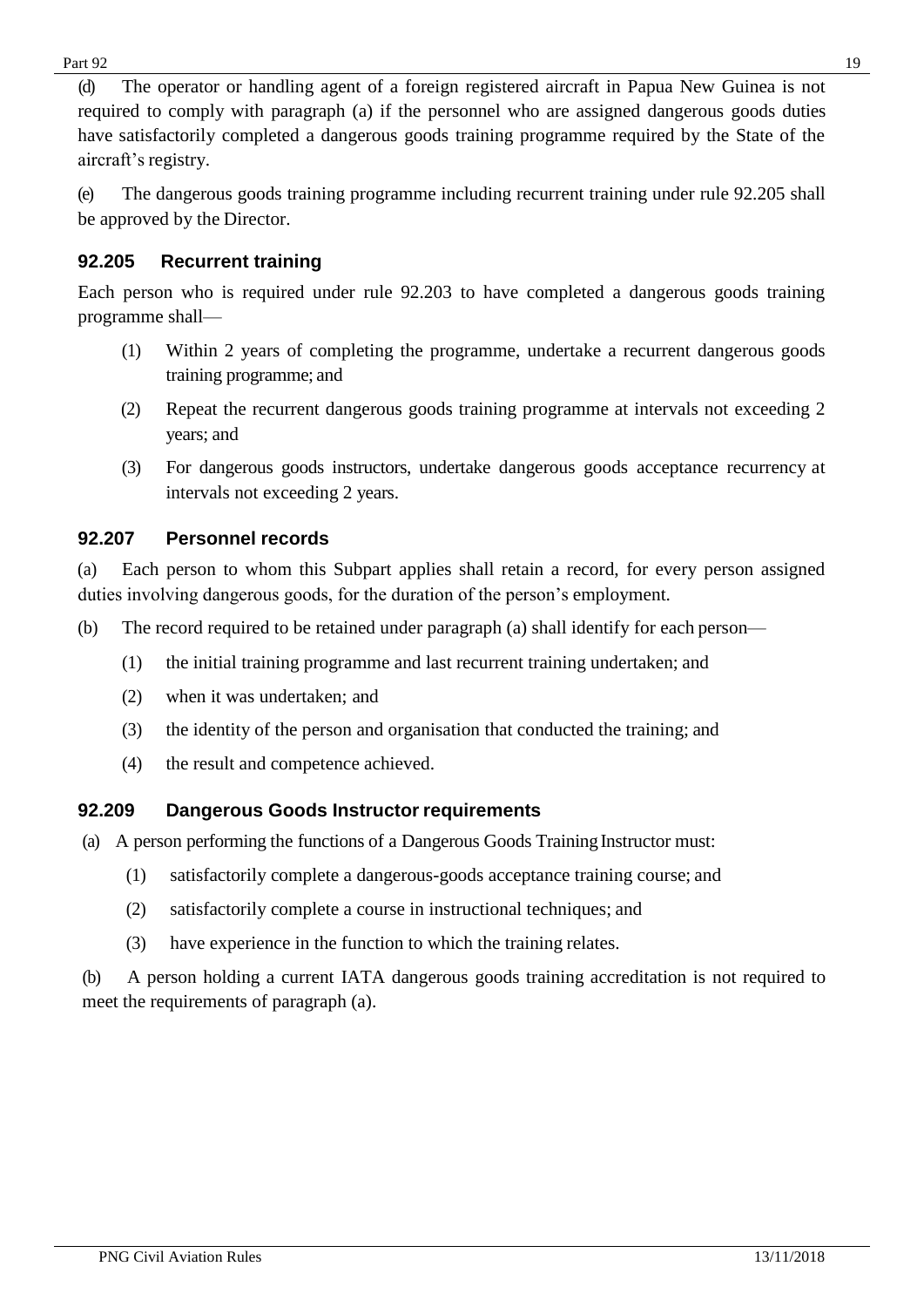(d) The operator or handling agent of a foreign registered aircraft in Papua New Guinea is not required to comply with paragraph (a) if the personnel who are assigned dangerous goods duties have satisfactorily completed a dangerous goods training programme required by the State of the aircraft's registry.

(e) The dangerous goods training programme including recurrent training under rule 92.205 shall be approved by the Director.

### 92.205 Recurrent training

Each person who is required under rule 92.203 to have completed a dangerous goods training programme shall—

(1) Within 2 years of completing the programme, undertake a recurrent dangerous goods training programme; and

(2) Repeat the recurrent dangerous goods training programme at intervals not exceeding 2 years; and

(3) For dangerous goods instructors, undertake dangerous goods acceptance recurrency at intervals not exceeding 2 years.

### 92.207 Personnel records

(a) Each person to whom this Subpart applies shall retain a record, for every person assigned duties involving dangerous goods, for the duration of the person's employment.

(b) The record required to be retained under paragraph (a) shall identify for each person—

(1) the initial training programme and last recurrent training undertaken; and

(2) when it was undertaken; and

(3) the identity of the person and organisation that conducted the training; and

(4) the result and competence achieved.

### 92.209 Dangerous Goods Instructor requirements

(a) A person performing the functions of a Dangerous Goods Training Instructor must:

(1) satisfactorily complete a dangerous-goods acceptance training course; and

(2) satisfactorily complete a course in instructional techniques; and

(3) have experience in the function to which the training relates.

(b) A person holding a current IATA dangerous goods training accreditation is not required to meet the requirements of paragraph (a).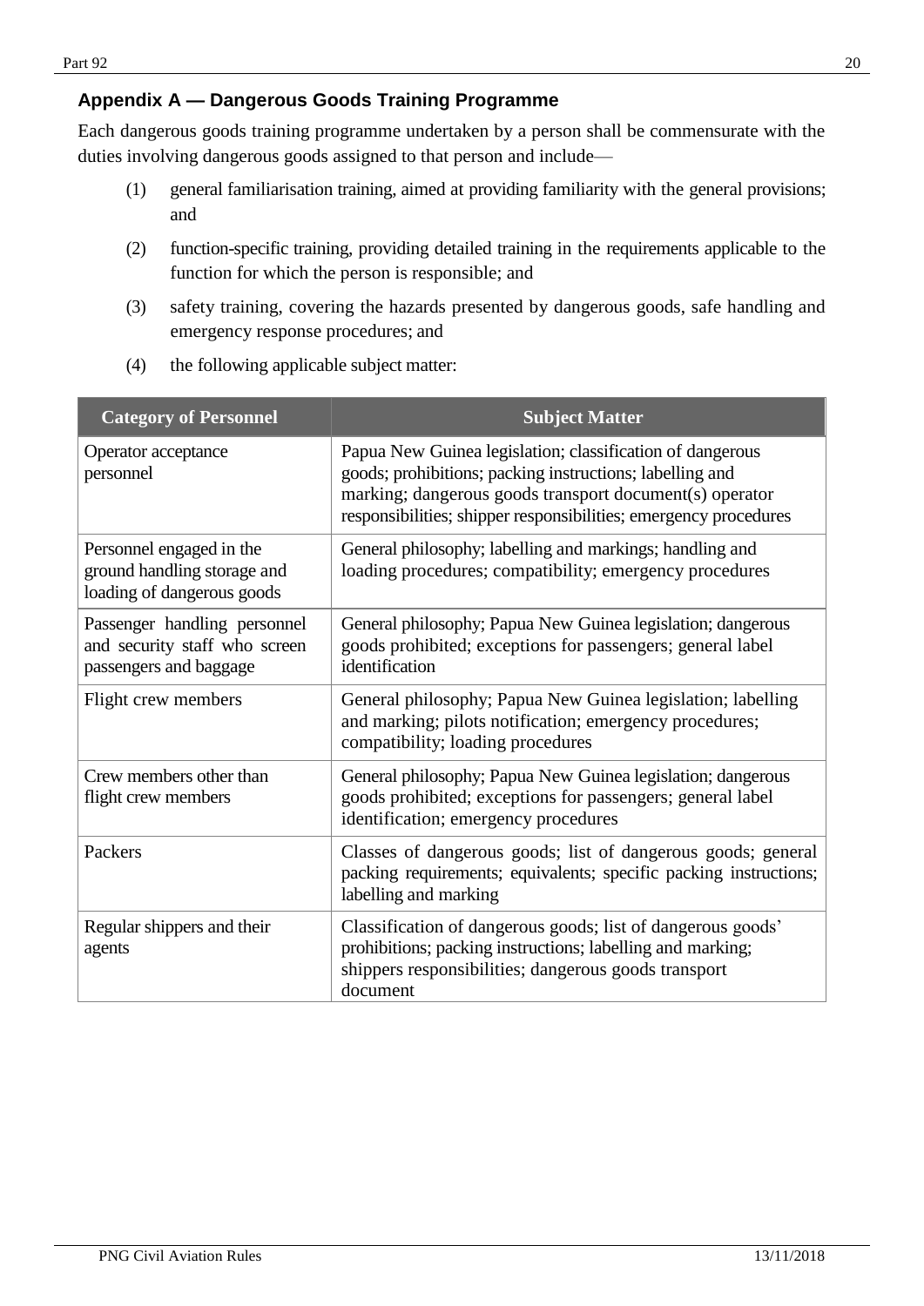## Appendix A — Dangerous Goods Training Programme

Each dangerous goods training programme undertaken by a person shall be commensurate with the duties involving dangerous goods assigned to that person and include—

(1) general familiarisation training, aimed at providing familiarity with the general provisions; and

(2) function-specific training, providing detailed training in the requirements applicable to the function for which the person is responsible; and

(3) safety training, covering the hazards presented by dangerous goods, safe handling and emergency response procedures; and

(4) the following applicable subject matter:

| Category of Personnel | Subject Matter |
|---|---|
| Operator acceptance personnel | Papua New Guinea legislation; classification of dangerous goods; prohibitions; packing instructions; labelling and marking; dangerous goods transport document(s) operator responsibilities; shipper responsibilities; emergency procedures |
| Personnel engaged in the ground handling storage and loading of dangerous goods | General philosophy; labelling and markings; handling and loading procedures; compatibility; emergency procedures |
| Passenger handling personnel and security staff who screen passengers and baggage | General philosophy; Papua New Guinea legislation; dangerous goods prohibited; exceptions for passengers; general label identification |
| Flight crew members | General philosophy; Papua New Guinea legislation; labelling and marking; pilots notification; emergency procedures; compatibility; loading procedures |
| Crew members other than flight crew members | General philosophy; Papua New Guinea legislation; dangerous goods prohibited; exceptions for passengers; general label identification; emergency procedures |
| Packers | Classes of dangerous goods; list of dangerous goods; general packing requirements; equivalents; specific packing instructions; labelling and marking |
| Regular shippers and their agents | Classification of dangerous goods; list of dangerous goods' prohibitions; packing instructions; labelling and marking; shippers responsibilities; dangerous goods transport document |